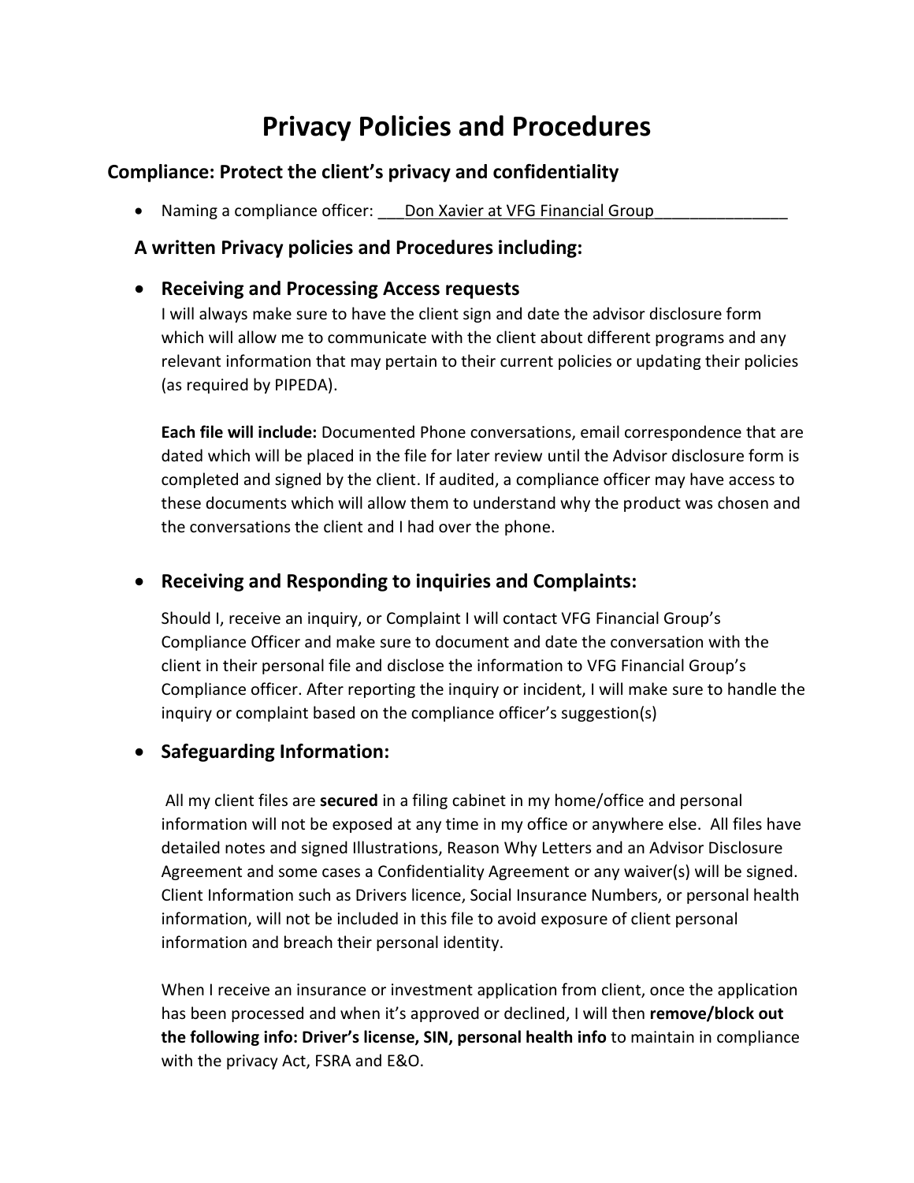# Privacy Policies and Procedures

## Compliance: Protect the client's privacy and confidentiality

- Naming a compliance officer: ___Don Xavier at VFG Financial Group_______________

### A written Privacy policies and Procedures including:

- **Receiving and Processing Access requests**

  I will always make sure to have the client sign and date the advisor disclosure form which will allow me to communicate with the client about different programs and any relevant information that may pertain to their current policies or updating their policies (as required by PIPEDA).

  **Each file will include:** Documented Phone conversations, email correspondence that are dated which will be placed in the file for later review until the Advisor disclosure form is completed and signed by the client. If audited, a compliance officer may have access to these documents which will allow them to understand why the product was chosen and the conversations the client and I had over the phone.

- **Receiving and Responding to inquiries and Complaints:**

  Should I, receive an inquiry, or Complaint I will contact VFG Financial Group's Compliance Officer and make sure to document and date the conversation with the client in their personal file and disclose the information to VFG Financial Group's Compliance officer. After reporting the inquiry or incident, I will make sure to handle the inquiry or complaint based on the compliance officer's suggestion(s)

- **Safeguarding Information:**

  All my client files are **secured** in a filing cabinet in my home/office and personal information will not be exposed at any time in my office or anywhere else. All files have detailed notes and signed Illustrations, Reason Why Letters and an Advisor Disclosure Agreement and some cases a Confidentiality Agreement or any waiver(s) will be signed. Client Information such as Drivers licence, Social Insurance Numbers, or personal health information, will not be included in this file to avoid exposure of client personal information and breach their personal identity.

  When I receive an insurance or investment application from client, once the application has been processed and when it's approved or declined, I will then **remove/block out the following info: Driver's license, SIN, personal health info** to maintain in compliance with the privacy Act, FSRA and E&O.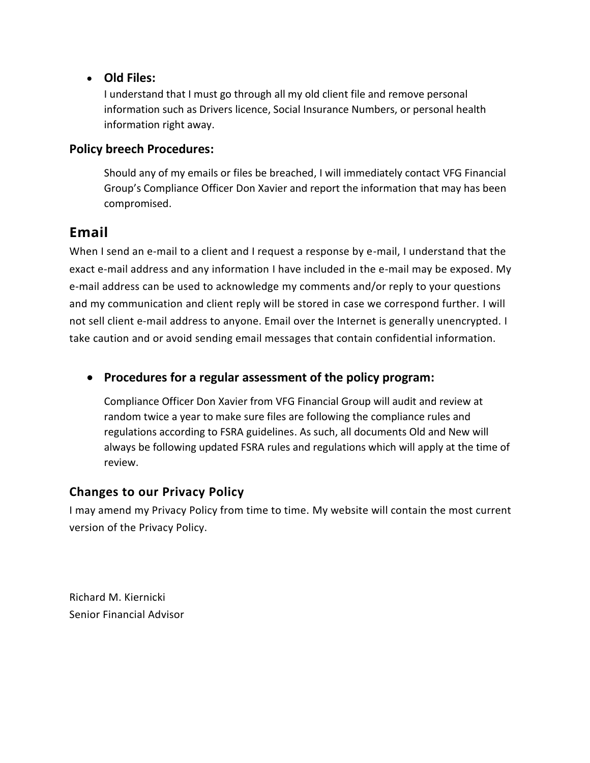- **Old Files:**
  I understand that I must go through all my old client file and remove personal information such as Drivers licence, Social Insurance Numbers, or personal health information right away.

### Policy breech Procedures:

Should any of my emails or files be breached, I will immediately contact VFG Financial Group's Compliance Officer Don Xavier and report the information that may has been compromised.

## Email

When I send an e-mail to a client and I request a response by e-mail, I understand that the exact e-mail address and any information I have included in the e-mail may be exposed. My e-mail address can be used to acknowledge my comments and/or reply to your questions and my communication and client reply will be stored in case we correspond further. I will not sell client e-mail address to anyone. Email over the Internet is generally unencrypted. I take caution and or avoid sending email messages that contain confidential information.

- **Procedures for a regular assessment of the policy program:**

  Compliance Officer Don Xavier from VFG Financial Group will audit and review at random twice a year to make sure files are following the compliance rules and regulations according to FSRA guidelines. As such, all documents Old and New will always be following updated FSRA rules and regulations which will apply at the time of review.

### Changes to our Privacy Policy

I may amend my Privacy Policy from time to time. My website will contain the most current version of the Privacy Policy.

Richard M. Kiernicki
Senior Financial Advisor